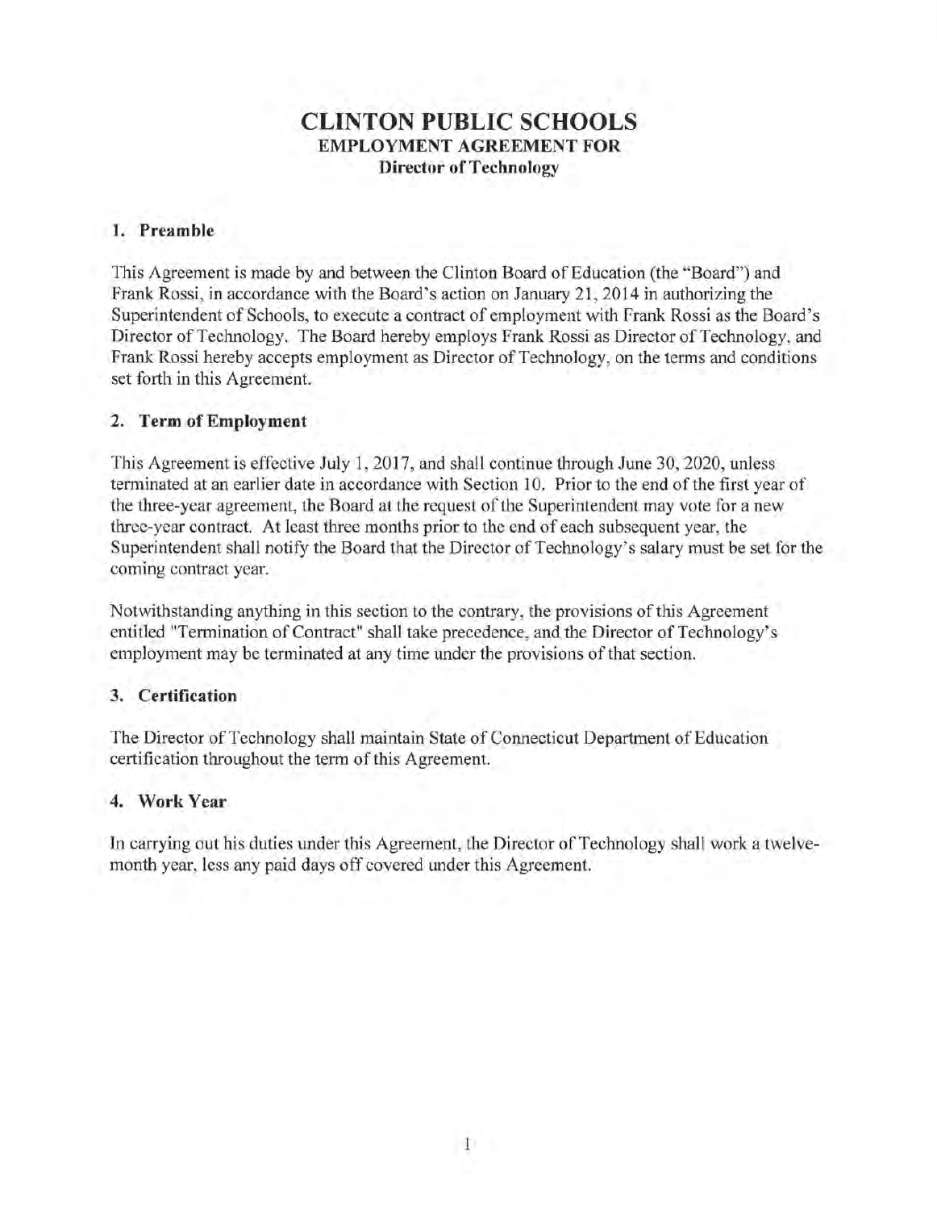# CLINTON PUBLIC SCHOOLS
## EMPLOYMENT AGREEMENT FOR
### Director of Technology

## 1. Preamble

This Agreement is made by and between the Clinton Board of Education (the "Board") and Frank Rossi, in accordance with the Board's action on January 21, 2014 in authorizing the Superintendent of Schools, to execute a contract of employment with Frank Rossi as the Board's Director of Technology. The Board hereby employs Frank Rossi as Director of Technology, and Frank Rossi hereby accepts employment as Director of Technology, on the terms and conditions set forth in this Agreement.

## 2. Term of Employment

This Agreement is effective July 1, 2017, and shall continue through June 30, 2020, unless terminated at an earlier date in accordance with Section 10. Prior to the end of the first year of the three-year agreement, the Board at the request of the Superintendent may vote for a new three-year contract. At least three months prior to the end of each subsequent year, the Superintendent shall notify the Board that the Director of Technology's salary must be set for the coming contract year.

Notwithstanding anything in this section to the contrary, the provisions of this Agreement entitled "Termination of Contract" shall take precedence, and the Director of Technology's employment may be terminated at any time under the provisions of that section.

## 3. Certification

The Director of Technology shall maintain State of Connecticut Department of Education certification throughout the term of this Agreement.

## 4. Work Year

In carrying out his duties under this Agreement, the Director of Technology shall work a twelve-month year, less any paid days off covered under this Agreement.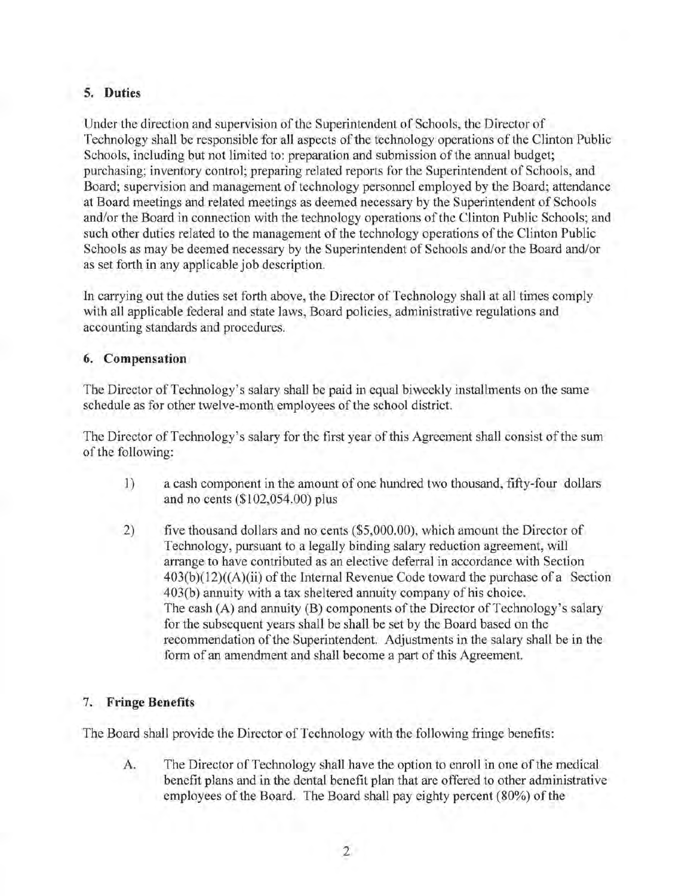### 5. Duties

Under the direction and supervision of the Superintendent of Schools, the Director of Technology shall be responsible for all aspects of the technology operations of the Clinton Public Schools, including but not limited to: preparation and submission of the annual budget; purchasing; inventory control; preparing related reports for the Superintendent of Schools, and Board; supervision and management of technology personnel employed by the Board; attendance at Board meetings and related meetings as deemed necessary by the Superintendent of Schools and/or the Board in connection with the technology operations of the Clinton Public Schools; and such other duties related to the management of the technology operations of the Clinton Public Schools as may be deemed necessary by the Superintendent of Schools and/or the Board and/or as set forth in any applicable job description.

In carrying out the duties set forth above, the Director of Technology shall at all times comply with all applicable federal and state laws, Board policies, administrative regulations and accounting standards and procedures.

### 6. Compensation

The Director of Technology's salary shall be paid in equal biweekly installments on the same schedule as for other twelve-month employees of the school district.

The Director of Technology's salary for the first year of this Agreement shall consist of the sum of the following:

1) a cash component in the amount of one hundred two thousand, fifty-four dollars and no cents ($102,054.00) plus

2) five thousand dollars and no cents ($5,000.00), which amount the Director of Technology, pursuant to a legally binding salary reduction agreement, will arrange to have contributed as an elective deferral in accordance with Section 403(b)(12)((A)(ii) of the Internal Revenue Code toward the purchase of a Section 403(b) annuity with a tax sheltered annuity company of his choice.
The cash (A) and annuity (B) components of the Director of Technology's salary for the subsequent years shall be shall be set by the Board based on the recommendation of the Superintendent. Adjustments in the salary shall be in the form of an amendment and shall become a part of this Agreement.

### 7. Fringe Benefits

The Board shall provide the Director of Technology with the following fringe benefits:

A. The Director of Technology shall have the option to enroll in one of the medical benefit plans and in the dental benefit plan that are offered to other administrative employees of the Board. The Board shall pay eighty percent (80%) of the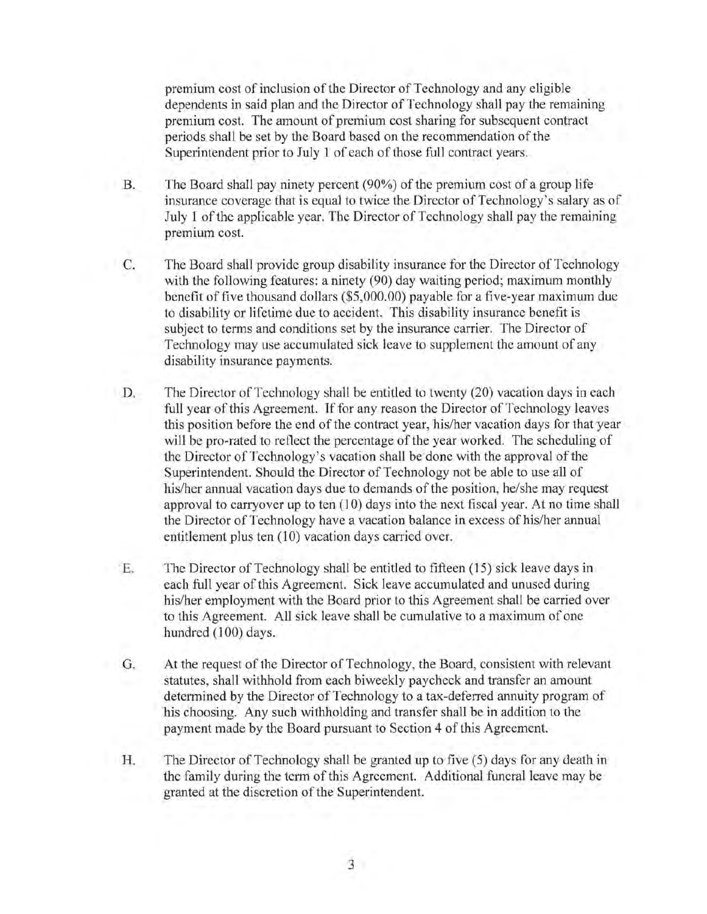premium cost of inclusion of the Director of Technology and any eligible dependents in said plan and the Director of Technology shall pay the remaining premium cost. The amount of premium cost sharing for subsequent contract periods shall be set by the Board based on the recommendation of the Superintendent prior to July 1 of each of those full contract years.

B. The Board shall pay ninety percent (90%) of the premium cost of a group life insurance coverage that is equal to twice the Director of Technology's salary as of July 1 of the applicable year. The Director of Technology shall pay the remaining premium cost.

C. The Board shall provide group disability insurance for the Director of Technology with the following features: a ninety (90) day waiting period; maximum monthly benefit of five thousand dollars ($5,000.00) payable for a five-year maximum due to disability or lifetime due to accident. This disability insurance benefit is subject to terms and conditions set by the insurance carrier. The Director of Technology may use accumulated sick leave to supplement the amount of any disability insurance payments.

D. The Director of Technology shall be entitled to twenty (20) vacation days in each full year of this Agreement. If for any reason the Director of Technology leaves this position before the end of the contract year, his/her vacation days for that year will be pro-rated to reflect the percentage of the year worked. The scheduling of the Director of Technology's vacation shall be done with the approval of the Superintendent. Should the Director of Technology not be able to use all of his/her annual vacation days due to demands of the position, he/she may request approval to carryover up to ten (10) days into the next fiscal year. At no time shall the Director of Technology have a vacation balance in excess of his/her annual entitlement plus ten (10) vacation days carried over.

E. The Director of Technology shall be entitled to fifteen (15) sick leave days in each full year of this Agreement. Sick leave accumulated and unused during his/her employment with the Board prior to this Agreement shall be carried over to this Agreement. All sick leave shall be cumulative to a maximum of one hundred (100) days.

G. At the request of the Director of Technology, the Board, consistent with relevant statutes, shall withhold from each biweekly paycheck and transfer an amount determined by the Director of Technology to a tax-deferred annuity program of his choosing. Any such withholding and transfer shall be in addition to the payment made by the Board pursuant to Section 4 of this Agreement.

H. The Director of Technology shall be granted up to five (5) days for any death in the family during the term of this Agreement. Additional funeral leave may be granted at the discretion of the Superintendent.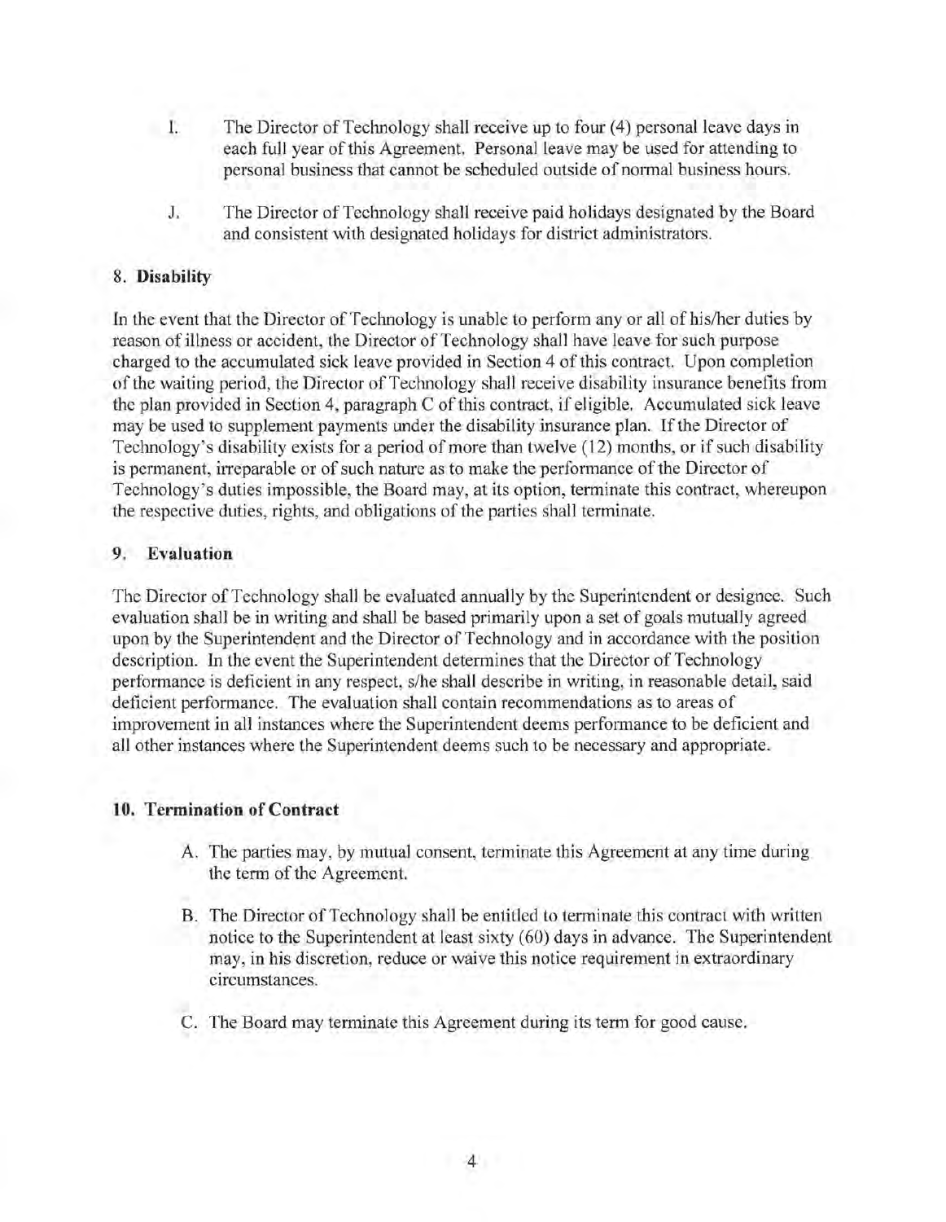I. The Director of Technology shall receive up to four (4) personal leave days in each full year of this Agreement. Personal leave may be used for attending to personal business that cannot be scheduled outside of normal business hours.

J. The Director of Technology shall receive paid holidays designated by the Board and consistent with designated holidays for district administrators.

### 8. Disability

In the event that the Director of Technology is unable to perform any or all of his/her duties by reason of illness or accident, the Director of Technology shall have leave for such purpose charged to the accumulated sick leave provided in Section 4 of this contract. Upon completion of the waiting period, the Director of Technology shall receive disability insurance benefits from the plan provided in Section 4, paragraph C of this contract, if eligible. Accumulated sick leave may be used to supplement payments under the disability insurance plan. If the Director of Technology's disability exists for a period of more than twelve (12) months, or if such disability is permanent, irreparable or of such nature as to make the performance of the Director of Technology's duties impossible, the Board may, at its option, terminate this contract, whereupon the respective duties, rights, and obligations of the parties shall terminate.

### 9. Evaluation

The Director of Technology shall be evaluated annually by the Superintendent or designee. Such evaluation shall be in writing and shall be based primarily upon a set of goals mutually agreed upon by the Superintendent and the Director of Technology and in accordance with the position description. In the event the Superintendent determines that the Director of Technology performance is deficient in any respect, s/he shall describe in writing, in reasonable detail, said deficient performance. The evaluation shall contain recommendations as to areas of improvement in all instances where the Superintendent deems performance to be deficient and all other instances where the Superintendent deems such to be necessary and appropriate.

### 10. Termination of Contract

A. The parties may, by mutual consent, terminate this Agreement at any time during the term of the Agreement.

B. The Director of Technology shall be entitled to terminate this contract with written notice to the Superintendent at least sixty (60) days in advance. The Superintendent may, in his discretion, reduce or waive this notice requirement in extraordinary circumstances.

C. The Board may terminate this Agreement during its term for good cause.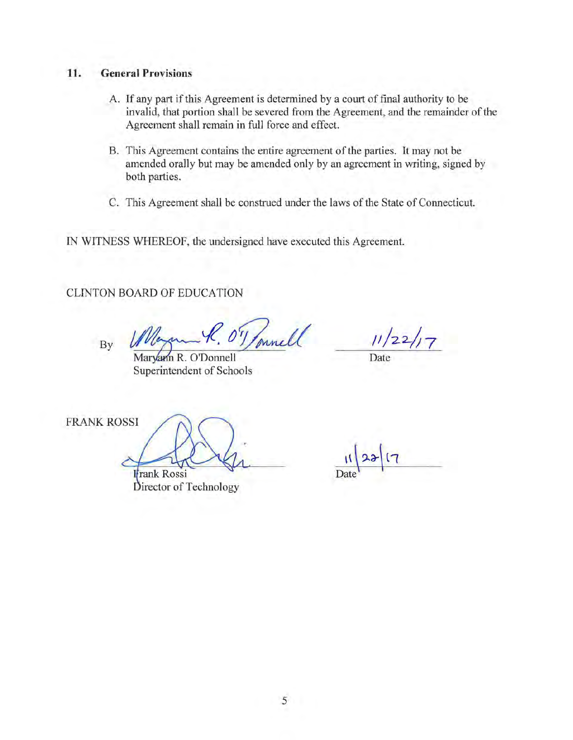## 11. General Provisions

A. If any part if this Agreement is determined by a court of final authority to be invalid, that portion shall be severed from the Agreement, and the remainder of the Agreement shall remain in full force and effect.

B. This Agreement contains the entire agreement of the parties. It may not be amended orally but may be amended only by an agreement in writing, signed by both parties.

C. This Agreement shall be construed under the laws of the State of Connecticut.

IN WITNESS WHEREOF, the undersigned have executed this Agreement.

CLINTON BOARD OF EDUCATION

By Maryann R. O'Donnell
Maryann R. O'Donnell
Superintendent of Schools

11/22/17
Date

FRANK ROSSI

Frank Rossi
Director of Technology

11/22/17
Date